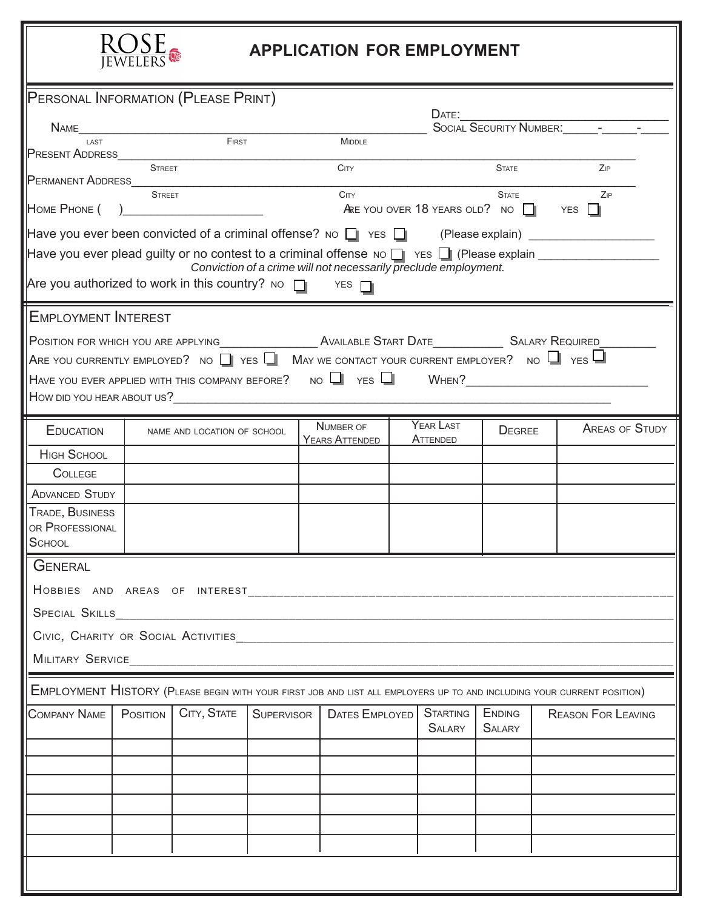ROSE JEWELERS

# APPLICATION FOR EMPLOYMENT

## Personal Information (Please Print)

Date:_______________________________

Name_______________________________________________ Social Security Number:_____-_____-____

Last First Middle

Present Address_____________________________________________________________________

Street City State Zip

Permanent Address___________________________________________________________________

Street City State Zip

Home Phone ( )___________________ Are you over 18 years old? No ☐ Yes ☐

Have you ever been convicted of a criminal offense? No ☐ Yes ☐ (Please explain) _________________

Have you ever plead guilty or no contest to a criminal offense No ☐ Yes ☐ (Please explain _________________

*Conviction of a crime will not necessarily preclude employment.*

Are you authorized to work in this country? No ☐ Yes ☐

## Employment Interest

Position for which you are applying______________ Available Start Date__________ Salary Required________

Are you currently employed? No ☐ Yes ☐ May we contact your current employer? No ☐ Yes ☐

Have you ever applied with this company before? No ☐ Yes ☐ When?_________________________

How did you hear about us?_____________________________________________________________

| Education | Name and Location of School | Number of Years Attended | Year Last Attended | Degree | Areas of Study |
|---|---|---|---|---|---|
| High School | | | | | |
| College | | | | | |
| Advanced Study | | | | | |
| Trade, Business or Professional School | | | | | |

## General

Hobbies and Areas of Interest_____________________________________________________________

Special Skills_____________________________________________________________________

Civic, Charity or Social Activities_____________________________________________________

Military Service___________________________________________________________________

## Employment History (Please begin with your first job and list all employers up to and including your current position)

| Company Name | Position | City, State | Supervisor | Dates Employed | Starting Salary | Ending Salary | Reason For Leaving |
|---|---|---|---|---|---|---|---|
| | | | | | | | |
| | | | | | | | |
| | | | | | | | |
| | | | | | | | |
| | | | | | | | |
| | | | | | | | |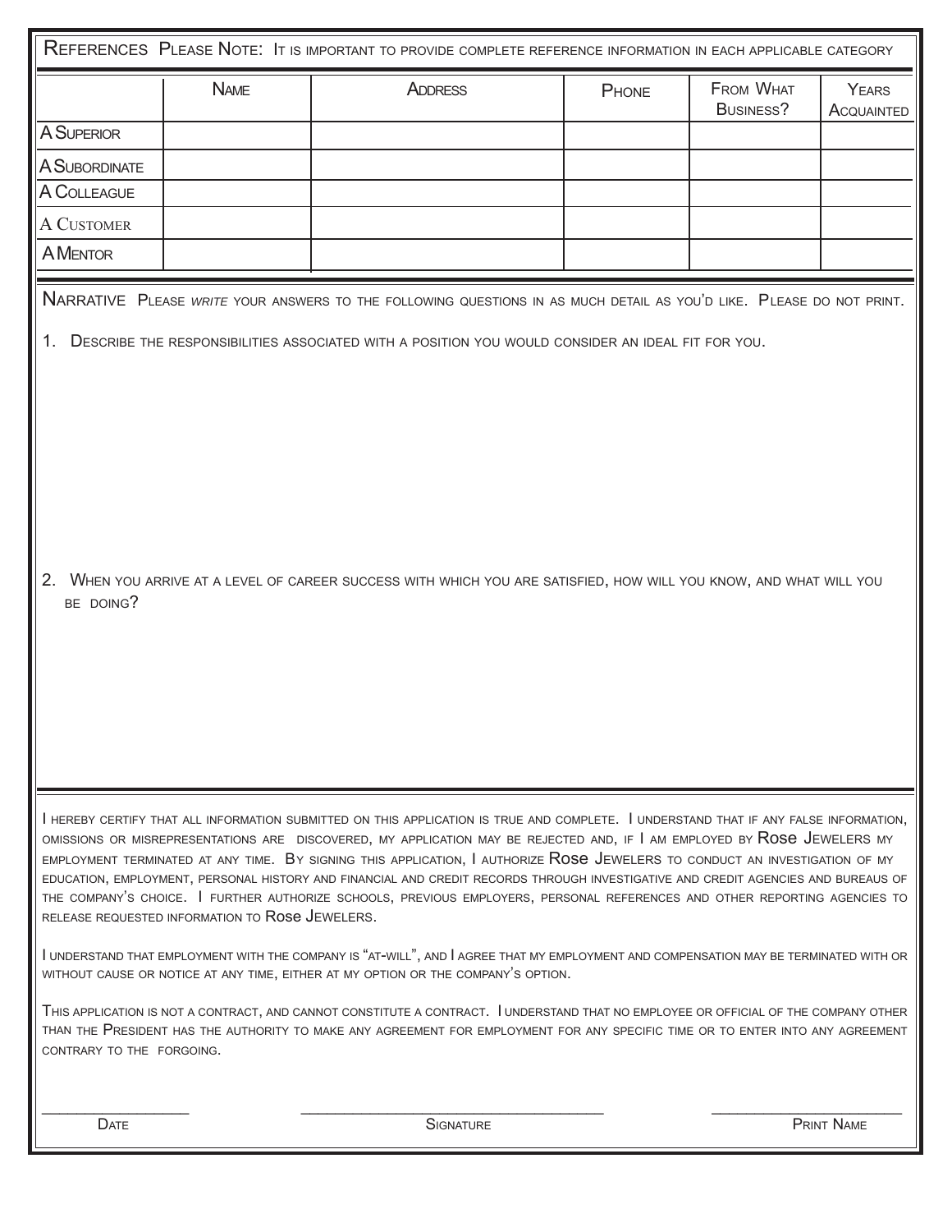## References

Please Note: It is important to provide complete reference information in each applicable category

| | Name | Address | Phone | From What Business? | Years Acquainted |
|---|---|---|---|---|---|
| A Superior | | | | | |
| A Subordinate | | | | | |
| A Colleague | | | | | |
| A Customer | | | | | |
| A Mentor | | | | | |

## Narrative

Please *write* your answers to the following questions in as much detail as you'd like. Please do not print.

1. Describe the responsibilities associated with a position you would consider an ideal fit for you.

2. When you arrive at a level of career success with which you are satisfied, how will you know, and what will you be doing?

I hereby certify that all information submitted on this application is true and complete. I understand that if any false information, omissions or misrepresentations are discovered, my application may be rejected and, if I am employed by Rose Jewelers my employment terminated at any time. By signing this application, I authorize Rose Jewelers to conduct an investigation of my education, employment, personal history and financial and credit records through investigative and credit agencies and bureaus of the company's choice. I further authorize schools, previous employers, personal references and other reporting agencies to release requested information to Rose Jewelers.

I understand that employment with the company is "at-will", and I agree that my employment and compensation may be terminated with or without cause or notice at any time, either at my option or the company's option.

This application is not a contract, and cannot constitute a contract. I understand that no employee or official of the company other than the President has the authority to make any agreement for employment for any specific time or to enter into any agreement contrary to the forgoing.

_______________ Date

_______________________________ Signature

____________________ Print Name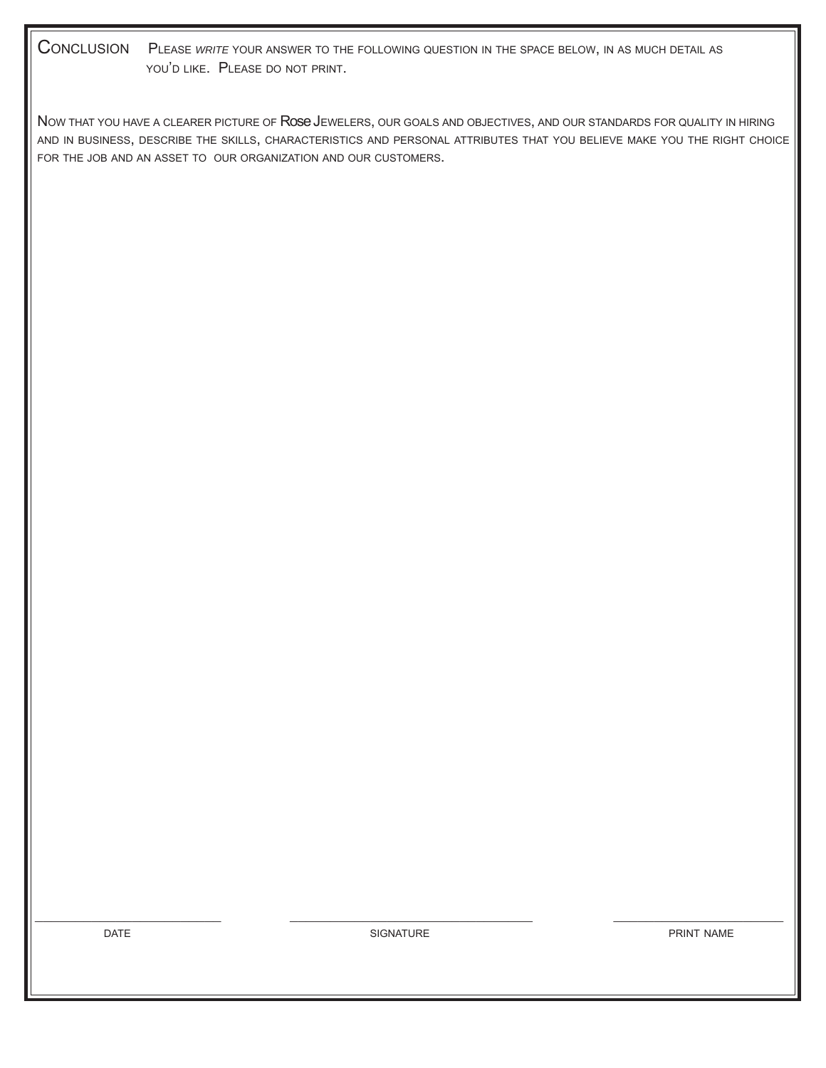**Conclusion** Please *write* your answer to the following question in the space below, in as much detail as you'd like. Please do not print.

Now that you have a clearer picture of Rose Jewelers, our goals and objectives, and our standards for quality in hiring and in business, describe the skills, characteristics and personal attributes that you believe make you the right choice for the job and an asset to our organization and our customers.

| DATE | SIGNATURE | PRINT NAME |
| --- | --- | --- |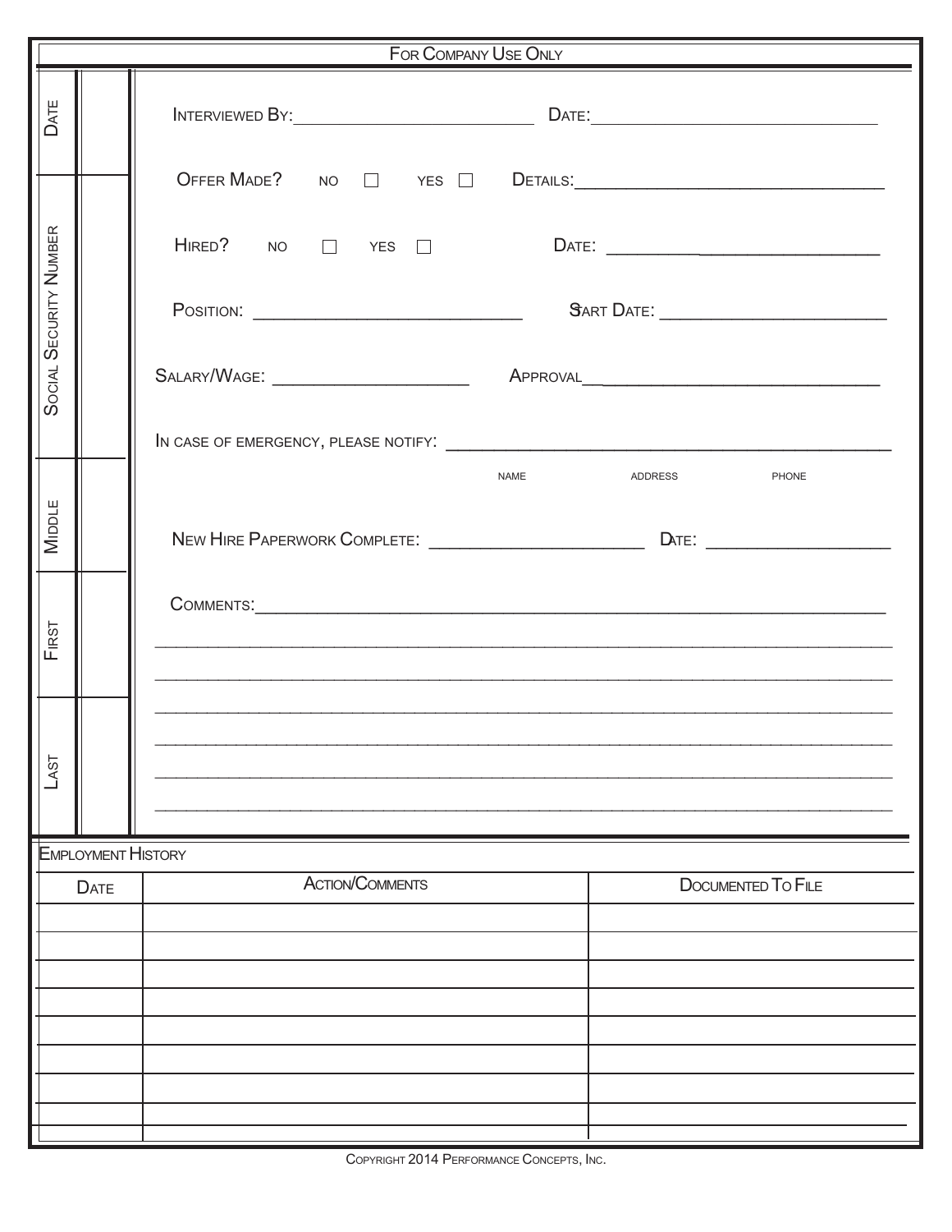## For Company Use Only

| Date | |
|---|---|
| Social Security Number | |
| Middle | |
| First | |
| Last | |

Interviewed By: ______________________ Date: ______________________

Offer Made? NO ☐ YES ☐ Details: ______________________

Hired? NO ☐ YES ☐ Date: ______________________

Position: ______________________ Start Date: ______________________

Salary/Wage: ______________________ Approval ______________________

In case of emergency, please notify: ______________________

NAME ADDRESS PHONE

New Hire Paperwork Complete: ______________________ Date: ______________________

Comments: ______________________

______________________

______________________

______________________

______________________

______________________

______________________

## Employment History

| Date | Action/Comments | Documented To File |
|---|---|---|
| | | |
| | | |
| | | |
| | | |
| | | |
| | | |
| | | |
| | | |

Copyright 2014 Performance Concepts, Inc.